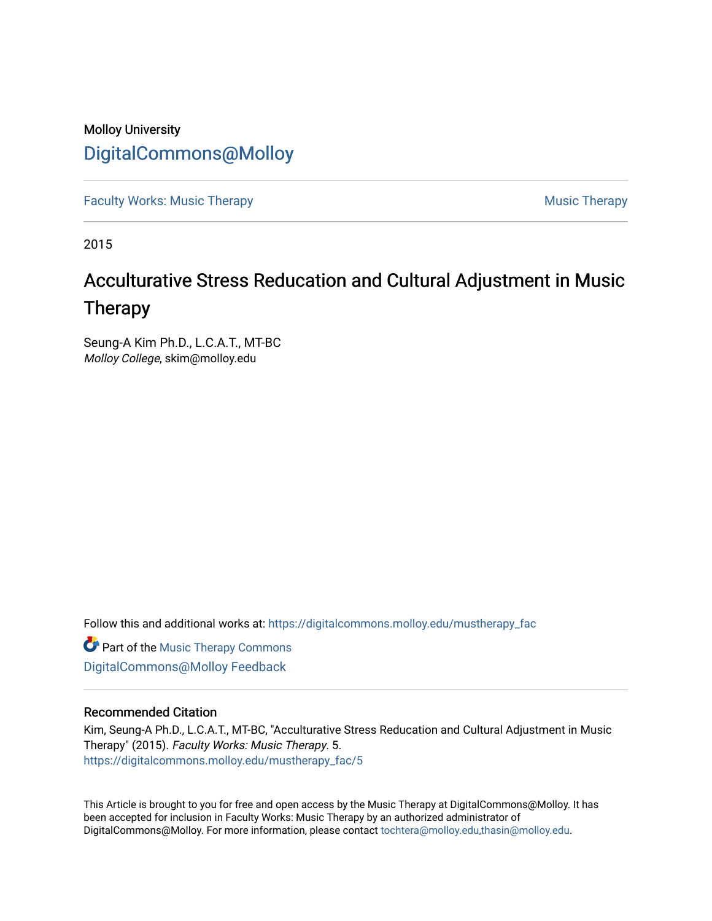Molloy University

# DigitalCommons@Molloy

Faculty Works: Music Therapy | Music Therapy

2015

## Acculturative Stress Reducation and Cultural Adjustment in Music Therapy

Seung-A Kim Ph.D., L.C.A.T., MT-BC
*Molloy College*, skim@molloy.edu

Follow this and additional works at: https://digitalcommons.molloy.edu/mustherapy_fac

Part of the Music Therapy Commons

DigitalCommons@Molloy Feedback

### Recommended Citation

Kim, Seung-A Ph.D., L.C.A.T., MT-BC, "Acculturative Stress Reducation and Cultural Adjustment in Music Therapy" (2015). *Faculty Works: Music Therapy*. 5.
https://digitalcommons.molloy.edu/mustherapy_fac/5

This Article is brought to you for free and open access by the Music Therapy at DigitalCommons@Molloy. It has been accepted for inclusion in Faculty Works: Music Therapy by an authorized administrator of DigitalCommons@Molloy. For more information, please contact tochtera@molloy.edu,thasin@molloy.edu.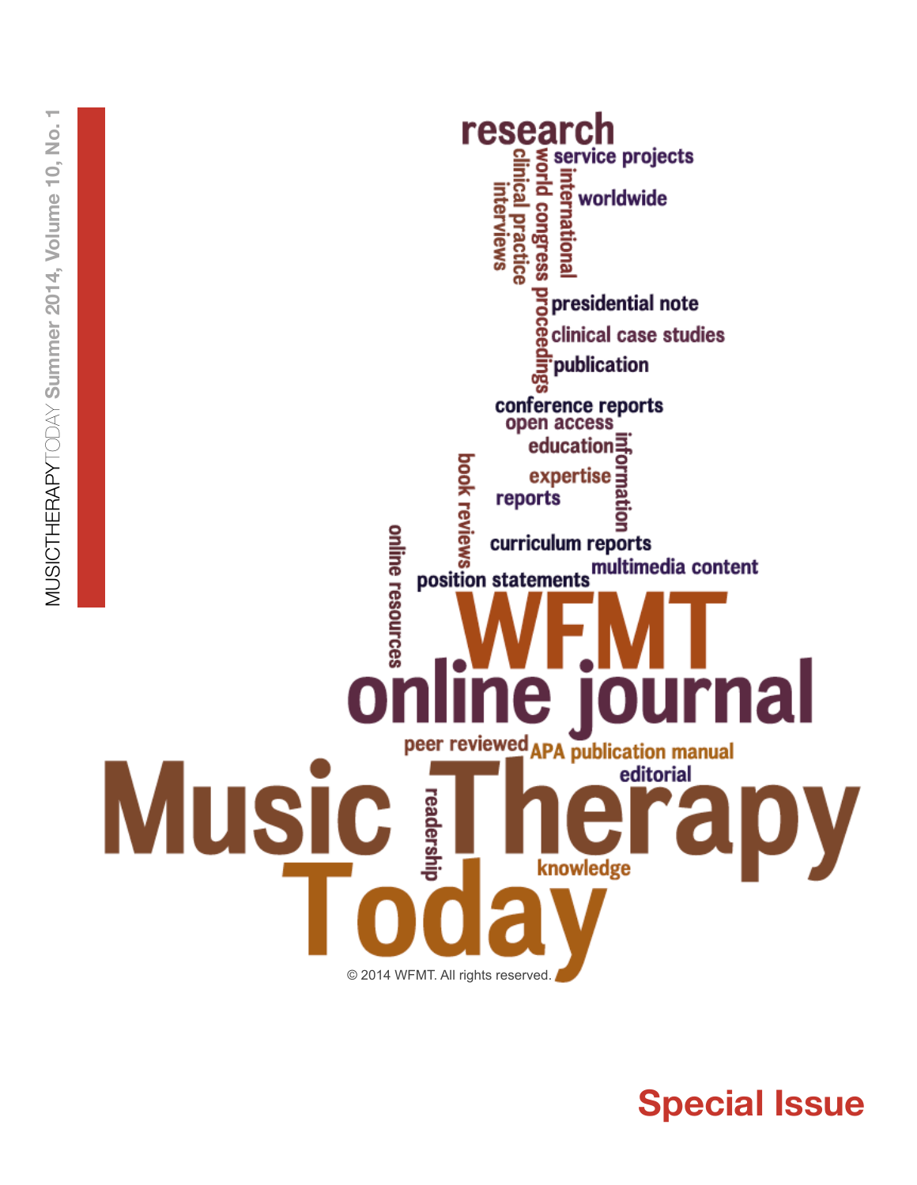MUSICTHERAPYTODAY Summer 2014, Volume 10, No. 1

research

service projects

worldwide

international

world congress proceedings

clinical practice

interviews

presidential note

clinical case studies

publication

conference reports

open access

education

information

expertise

reports

book reviews

curriculum reports

online resources

multimedia content

position statements

WFMT

online journal

peer reviewed

APA publication manual

editorial

# Music Therapy Today

readership

knowledge

© 2014 WFMT. All rights reserved.

## Special Issue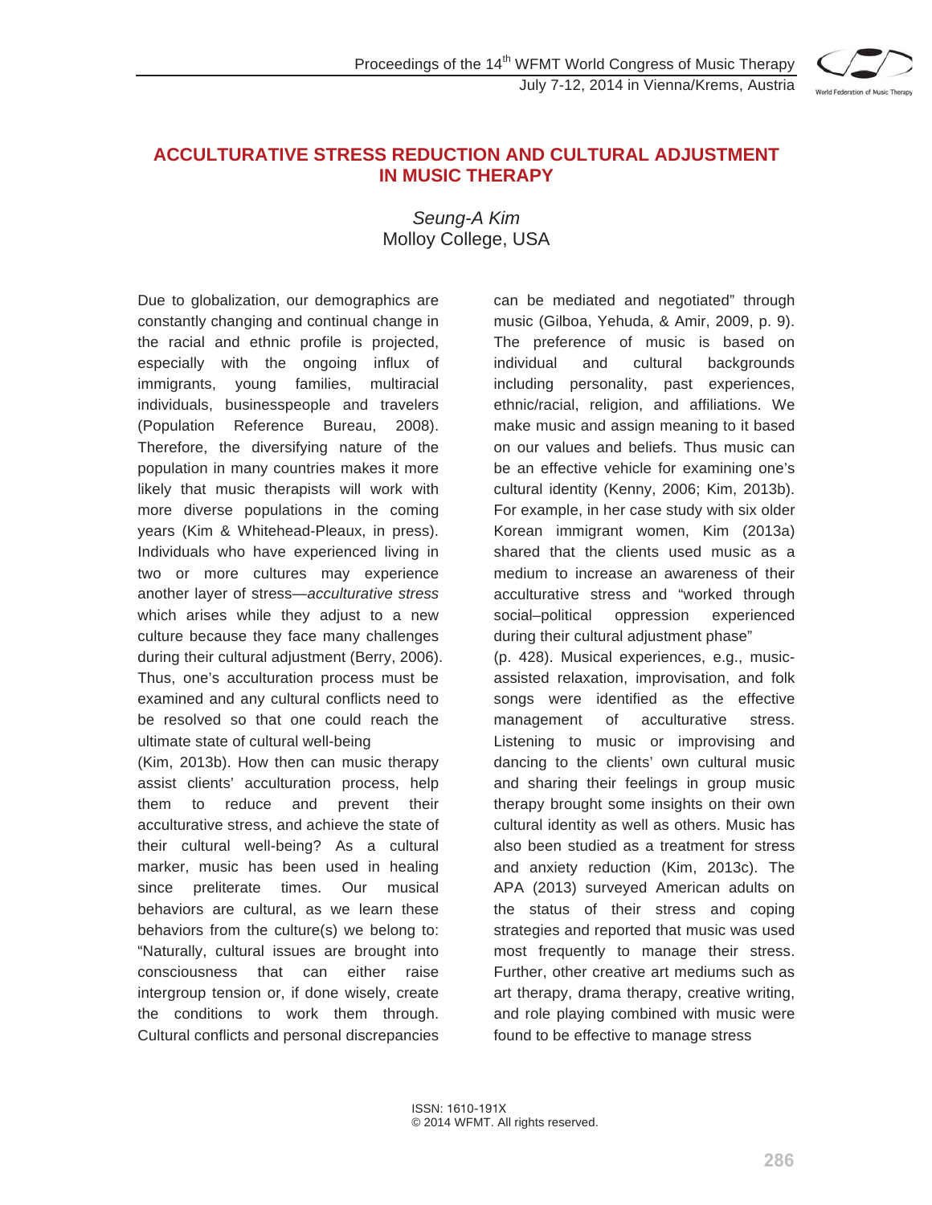# ACCULTURATIVE STRESS REDUCTION AND CULTURAL ADJUSTMENT IN MUSIC THERAPY

*Seung-A Kim*
Molloy College, USA

Due to globalization, our demographics are constantly changing and continual change in the racial and ethnic profile is projected, especially with the ongoing influx of immigrants, young families, multiracial individuals, businesspeople and travelers (Population Reference Bureau, 2008). Therefore, the diversifying nature of the population in many countries makes it more likely that music therapists will work with more diverse populations in the coming years (Kim & Whitehead-Pleaux, in press). Individuals who have experienced living in two or more cultures may experience another layer of stress—*acculturative stress* which arises while they adjust to a new culture because they face many challenges during their cultural adjustment (Berry, 2006). Thus, one's acculturation process must be examined and any cultural conflicts need to be resolved so that one could reach the ultimate state of cultural well-being (Kim, 2013b). How then can music therapy assist clients' acculturation process, help them to reduce and prevent their acculturative stress, and achieve the state of their cultural well-being? As a cultural marker, music has been used in healing since preliterate times. Our musical behaviors are cultural, as we learn these behaviors from the culture(s) we belong to: "Naturally, cultural issues are brought into consciousness that can either raise intergroup tension or, if done wisely, create the conditions to work them through. Cultural conflicts and personal discrepancies can be mediated and negotiated" through music (Gilboa, Yehuda, & Amir, 2009, p. 9). The preference of music is based on individual and cultural backgrounds including personality, past experiences, ethnic/racial, religion, and affiliations. We make music and assign meaning to it based on our values and beliefs. Thus music can be an effective vehicle for examining one's cultural identity (Kenny, 2006; Kim, 2013b). For example, in her case study with six older Korean immigrant women, Kim (2013a) shared that the clients used music as a medium to increase an awareness of their acculturative stress and "worked through social–political oppression experienced during their cultural adjustment phase" (p. 428). Musical experiences, e.g., music-assisted relaxation, improvisation, and folk songs were identified as the effective management of acculturative stress. Listening to music or improvising and dancing to the clients' own cultural music and sharing their feelings in group music therapy brought some insights on their own cultural identity as well as others. Music has also been studied as a treatment for stress and anxiety reduction (Kim, 2013c). The APA (2013) surveyed American adults on the status of their stress and coping strategies and reported that music was used most frequently to manage their stress. Further, other creative art mediums such as art therapy, drama therapy, creative writing, and role playing combined with music were found to be effective to manage stress

ISSN: 1610-191X
© 2014 WFMT. All rights reserved.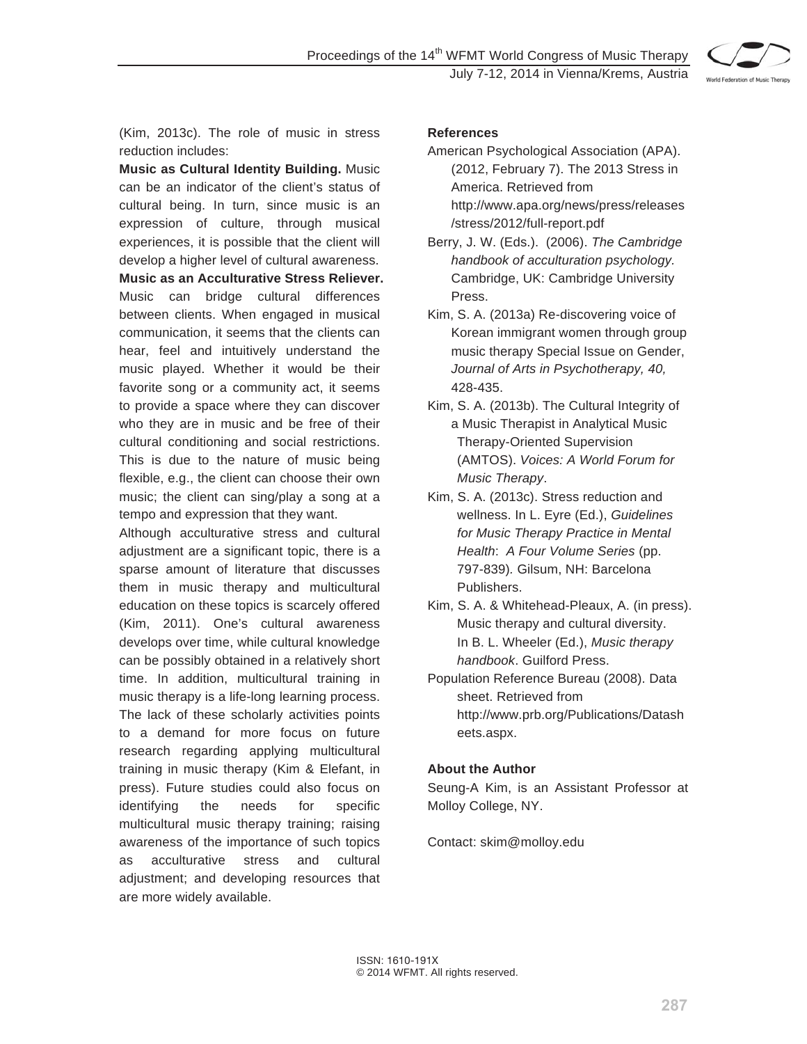(Kim, 2013c). The role of music in stress reduction includes:

**Music as Cultural Identity Building.** Music can be an indicator of the client's status of cultural being. In turn, since music is an expression of culture, through musical experiences, it is possible that the client will develop a higher level of cultural awareness.

**Music as an Acculturative Stress Reliever.** Music can bridge cultural differences between clients. When engaged in musical communication, it seems that the clients can hear, feel and intuitively understand the music played. Whether it would be their favorite song or a community act, it seems to provide a space where they can discover who they are in music and be free of their cultural conditioning and social restrictions. This is due to the nature of music being flexible, e.g., the client can choose their own music; the client can sing/play a song at a tempo and expression that they want.

Although acculturative stress and cultural adjustment are a significant topic, there is a sparse amount of literature that discusses them in music therapy and multicultural education on these topics is scarcely offered (Kim, 2011). One's cultural awareness develops over time, while cultural knowledge can be possibly obtained in a relatively short time. In addition, multicultural training in music therapy is a life-long learning process. The lack of these scholarly activities points to a demand for more focus on future research regarding applying multicultural training in music therapy (Kim & Elefant, in press). Future studies could also focus on identifying the needs for specific multicultural music therapy training; raising awareness of the importance of such topics as acculturative stress and cultural adjustment; and developing resources that are more widely available.

**References**

American Psychological Association (APA). (2012, February 7). The 2013 Stress in America. Retrieved from http://www.apa.org/news/press/releases/stress/2012/full-report.pdf

Berry, J. W. (Eds.). (2006). *The Cambridge handbook of acculturation psychology.* Cambridge, UK: Cambridge University Press.

Kim, S. A. (2013a) Re-discovering voice of Korean immigrant women through group music therapy Special Issue on Gender, *Journal of Arts in Psychotherapy, 40,* 428-435.

Kim, S. A. (2013b). The Cultural Integrity of a Music Therapist in Analytical Music Therapy-Oriented Supervision (AMTOS). *Voices: A World Forum for Music Therapy*.

Kim, S. A. (2013c). Stress reduction and wellness. In L. Eyre (Ed.), *Guidelines for Music Therapy Practice in Mental Health*: *A Four Volume Series* (pp. 797-839). Gilsum, NH: Barcelona Publishers.

Kim, S. A. & Whitehead-Pleaux, A. (in press). Music therapy and cultural diversity. In B. L. Wheeler (Ed.), *Music therapy handbook*. Guilford Press.

Population Reference Bureau (2008). Data sheet. Retrieved from http://www.prb.org/Publications/Datasheets.aspx.

**About the Author**

Seung-A Kim, is an Assistant Professor at Molloy College, NY.

Contact: skim@molloy.edu